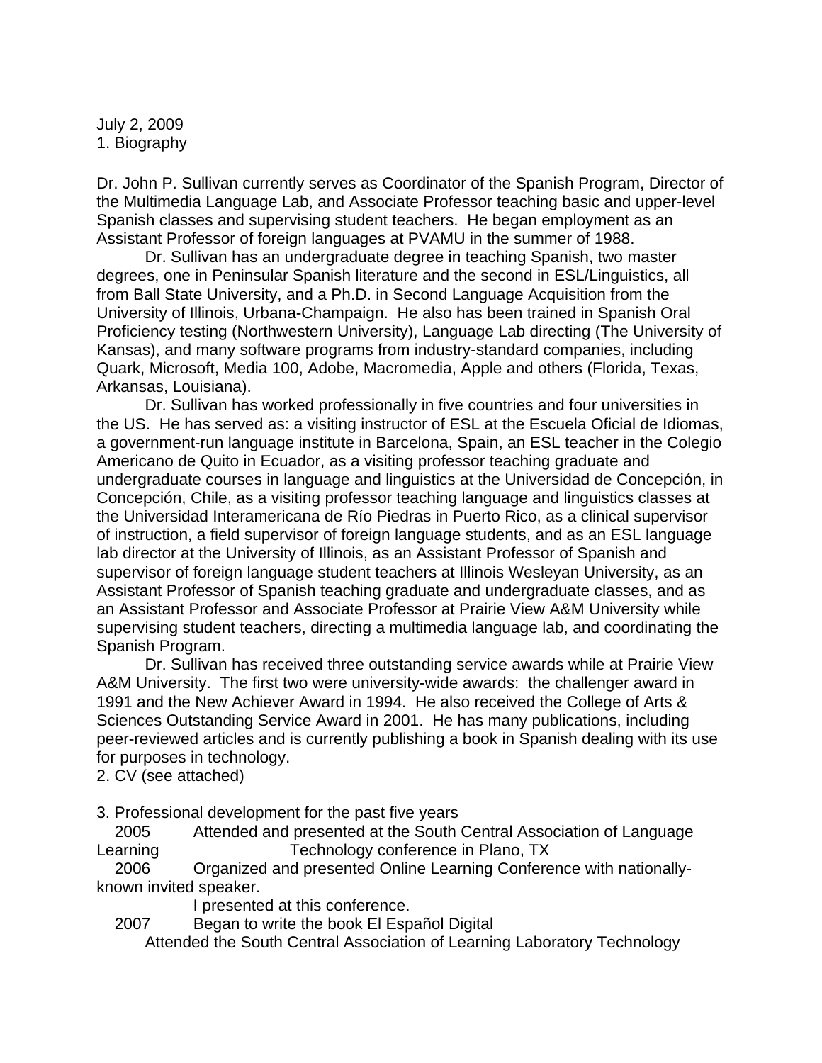July 2, 2009

1. Biography

Dr. John P. Sullivan currently serves as Coordinator of the Spanish Program, Director of the Multimedia Language Lab, and Associate Professor teaching basic and upper-level Spanish classes and supervising student teachers. He began employment as an Assistant Professor of foreign languages at PVAMU in the summer of 1988.

Dr. Sullivan has an undergraduate degree in teaching Spanish, two master degrees, one in Peninsular Spanish literature and the second in ESL/Linguistics, all from Ball State University, and a Ph.D. in Second Language Acquisition from the University of Illinois, Urbana-Champaign. He also has been trained in Spanish Oral Proficiency testing (Northwestern University), Language Lab directing (The University of Kansas), and many software programs from industry-standard companies, including Quark, Microsoft, Media 100, Adobe, Macromedia, Apple and others (Florida, Texas, Arkansas, Louisiana).

Dr. Sullivan has worked professionally in five countries and four universities in the US. He has served as: a visiting instructor of ESL at the Escuela Oficial de Idiomas, a government-run language institute in Barcelona, Spain, an ESL teacher in the Colegio Americano de Quito in Ecuador, as a visiting professor teaching graduate and undergraduate courses in language and linguistics at the Universidad de Concepción, in Concepción, Chile, as a visiting professor teaching language and linguistics classes at the Universidad Interamericana de Río Piedras in Puerto Rico, as a clinical supervisor of instruction, a field supervisor of foreign language students, and as an ESL language lab director at the University of Illinois, as an Assistant Professor of Spanish and supervisor of foreign language student teachers at Illinois Wesleyan University, as an Assistant Professor of Spanish teaching graduate and undergraduate classes, and as an Assistant Professor and Associate Professor at Prairie View A&M University while supervising student teachers, directing a multimedia language lab, and coordinating the Spanish Program.

Dr. Sullivan has received three outstanding service awards while at Prairie View A&M University. The first two were university-wide awards: the challenger award in 1991 and the New Achiever Award in 1994. He also received the College of Arts & Sciences Outstanding Service Award in 2001. He has many publications, including peer-reviewed articles and is currently publishing a book in Spanish dealing with its use for purposes in technology.

2. CV (see attached)

3. Professional development for the past five years

2005 Attended and presented at the South Central Association of Language Learning Technology conference in Plano, TX

2006 Organized and presented Online Learning Conference with nationally-known invited speaker.
I presented at this conference.

2007 Began to write the book El Español Digital
Attended the South Central Association of Learning Laboratory Technology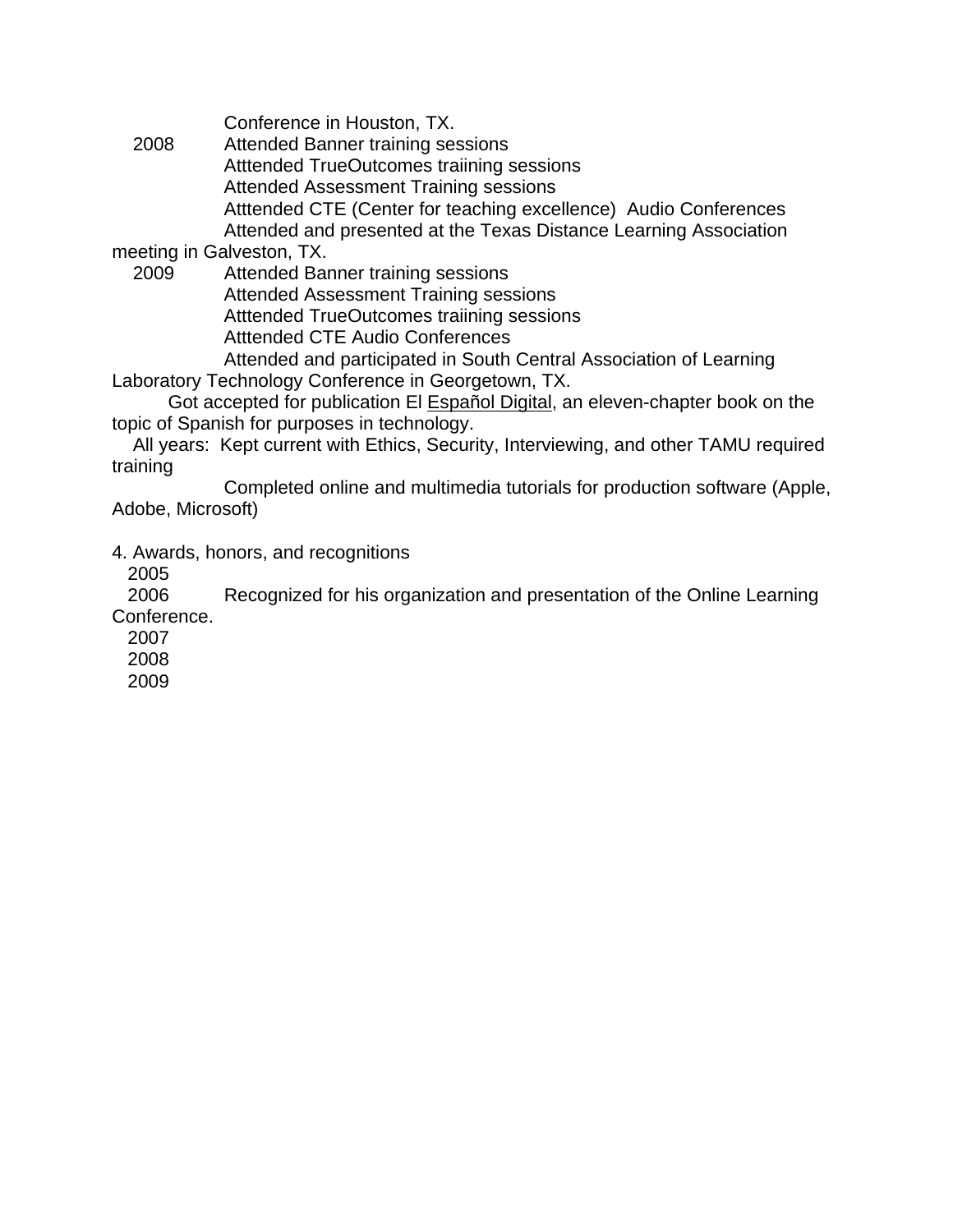Conference in Houston, TX.

2008 Attended Banner training sessions
Atttended TrueOutcomes traiining sessions
Attended Assessment Training sessions
Atttended CTE (Center for teaching excellence) Audio Conferences
Attended and presented at the Texas Distance Learning Association meeting in Galveston, TX.

2009 Attended Banner training sessions
Attended Assessment Training sessions
Atttended TrueOutcomes traiining sessions
Atttended CTE Audio Conferences
Attended and participated in South Central Association of Learning Laboratory Technology Conference in Georgetown, TX.
Got accepted for publication El Español Digital, an eleven-chapter book on the topic of Spanish for purposes in technology.

All years: Kept current with Ethics, Security, Interviewing, and other TAMU required training
Completed online and multimedia tutorials for production software (Apple, Adobe, Microsoft)

4. Awards, honors, and recognitions

2005

2006 Recognized for his organization and presentation of the Online Learning Conference.

2007

2008

2009